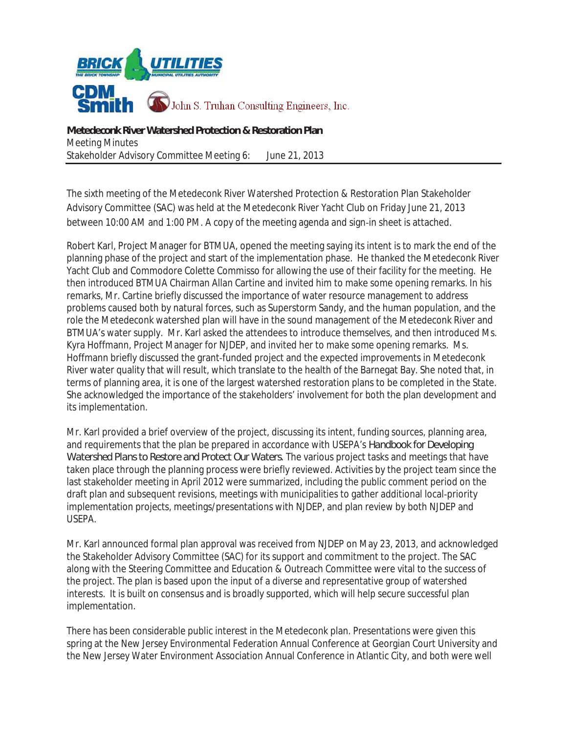BRICK UTILITIES
THE BRICK TOWNSHIP MUNICIPAL UTILITIES AUTHORITY

CDM Smith John S. Truhan Consulting Engineers, Inc.

**Metedeconk River Watershed Protection & Restoration Plan**
Meeting Minutes
Stakeholder Advisory Committee Meeting 6: June 21, 2013

---

The sixth meeting of the Metedeconk River Watershed Protection & Restoration Plan Stakeholder Advisory Committee (SAC) was held at the Metedeconk River Yacht Club on Friday June 21, 2013 between 10:00 AM and 1:00 PM. A copy of the meeting agenda and sign-in sheet is attached.

Robert Karl, Project Manager for BTMUA, opened the meeting saying its intent is to mark the end of the planning phase of the project and start of the implementation phase. He thanked the Metedeconk River Yacht Club and Commodore Colette Commisso for allowing the use of their facility for the meeting. He then introduced BTMUA Chairman Allan Cartine and invited him to make some opening remarks. In his remarks, Mr. Cartine briefly discussed the importance of water resource management to address problems caused both by natural forces, such as Superstorm Sandy, and the human population, and the role the Metedeconk watershed plan will have in the sound management of the Metedeconk River and BTMUA's water supply. Mr. Karl asked the attendees to introduce themselves, and then introduced Ms. Kyra Hoffmann, Project Manager for NJDEP, and invited her to make some opening remarks. Ms. Hoffmann briefly discussed the grant-funded project and the expected improvements in Metedeconk River water quality that will result, which translate to the health of the Barnegat Bay. She noted that, in terms of planning area, it is one of the largest watershed restoration plans to be completed in the State. She acknowledged the importance of the stakeholders' involvement for both the plan development and its implementation.

Mr. Karl provided a brief overview of the project, discussing its intent, funding sources, planning area, and requirements that the plan be prepared in accordance with USEPA's *Handbook for Developing Watershed Plans to Restore and Protect Our Waters*. The various project tasks and meetings that have taken place through the planning process were briefly reviewed. Activities by the project team since the last stakeholder meeting in April 2012 were summarized, including the public comment period on the draft plan and subsequent revisions, meetings with municipalities to gather additional local-priority implementation projects, meetings/presentations with NJDEP, and plan review by both NJDEP and USEPA.

Mr. Karl announced formal plan approval was received from NJDEP on May 23, 2013, and acknowledged the Stakeholder Advisory Committee (SAC) for its support and commitment to the project. The SAC along with the Steering Committee and Education & Outreach Committee were vital to the success of the project. The plan is based upon the input of a diverse and representative group of watershed interests. It is built on consensus and is broadly supported, which will help secure successful plan implementation.

There has been considerable public interest in the Metedeconk plan. Presentations were given this spring at the New Jersey Environmental Federation Annual Conference at Georgian Court University and the New Jersey Water Environment Association Annual Conference in Atlantic City, and both were well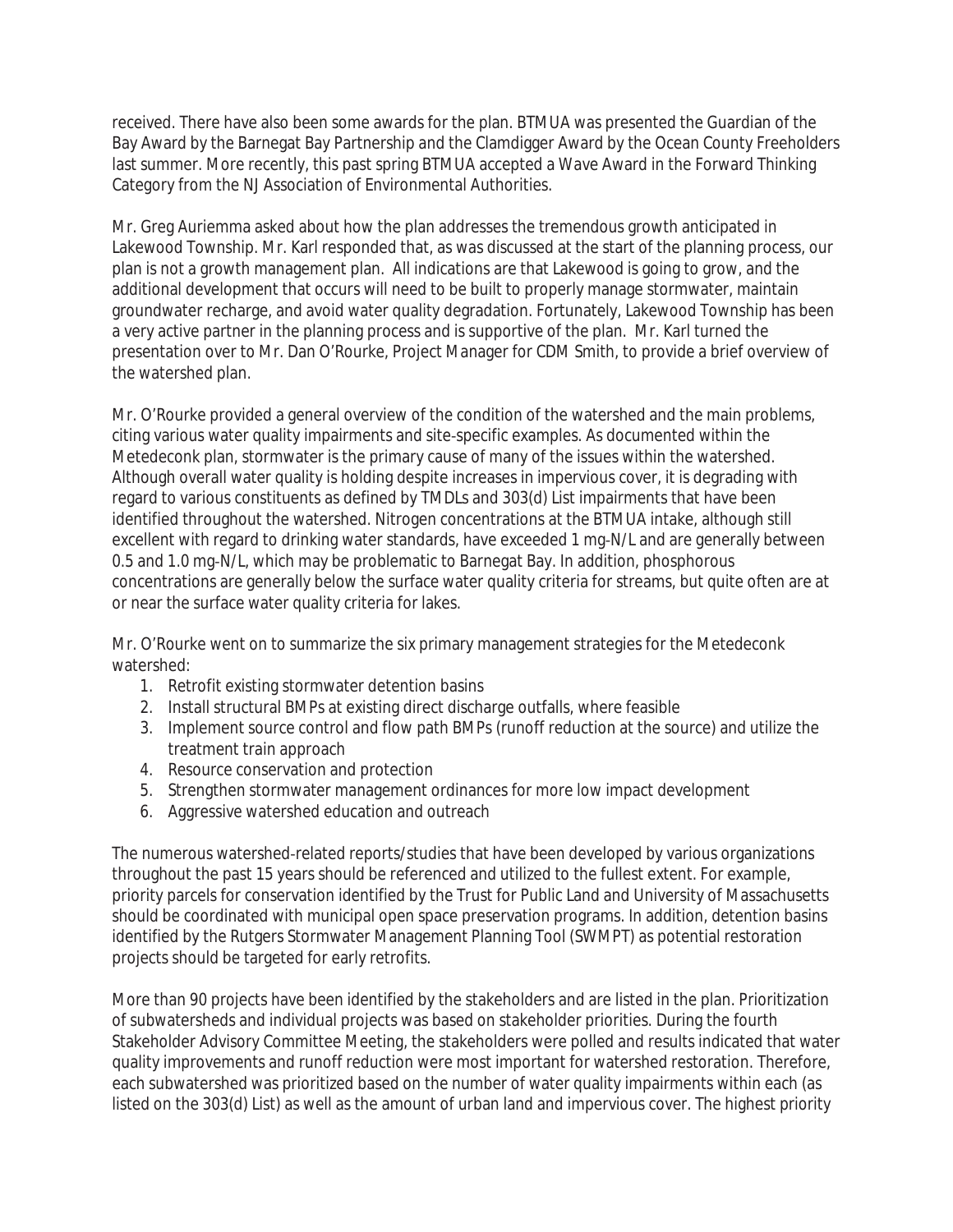received. There have also been some awards for the plan. BTMUA was presented the Guardian of the Bay Award by the Barnegat Bay Partnership and the Clamdigger Award by the Ocean County Freeholders last summer. More recently, this past spring BTMUA accepted a Wave Award in the Forward Thinking Category from the NJ Association of Environmental Authorities.

Mr. Greg Auriemma asked about how the plan addresses the tremendous growth anticipated in Lakewood Township. Mr. Karl responded that, as was discussed at the start of the planning process, our plan is not a growth management plan. All indications are that Lakewood is going to grow, and the additional development that occurs will need to be built to properly manage stormwater, maintain groundwater recharge, and avoid water quality degradation. Fortunately, Lakewood Township has been a very active partner in the planning process and is supportive of the plan. Mr. Karl turned the presentation over to Mr. Dan O'Rourke, Project Manager for CDM Smith, to provide a brief overview of the watershed plan.

Mr. O'Rourke provided a general overview of the condition of the watershed and the main problems, citing various water quality impairments and site-specific examples. As documented within the Metedeconk plan, stormwater is the primary cause of many of the issues within the watershed. Although overall water quality is holding despite increases in impervious cover, it is degrading with regard to various constituents as defined by TMDLs and 303(d) List impairments that have been identified throughout the watershed. Nitrogen concentrations at the BTMUA intake, although still excellent with regard to drinking water standards, have exceeded 1 mg-N/L and are generally between 0.5 and 1.0 mg-N/L, which may be problematic to Barnegat Bay. In addition, phosphorous concentrations are generally below the surface water quality criteria for streams, but quite often are at or near the surface water quality criteria for lakes.

Mr. O'Rourke went on to summarize the six primary management strategies for the Metedeconk watershed:

1. Retrofit existing stormwater detention basins
2. Install structural BMPs at existing direct discharge outfalls, where feasible
3. Implement source control and flow path BMPs (runoff reduction at the source) and utilize the treatment train approach
4. Resource conservation and protection
5. Strengthen stormwater management ordinances for more low impact development
6. Aggressive watershed education and outreach

The numerous watershed-related reports/studies that have been developed by various organizations throughout the past 15 years should be referenced and utilized to the fullest extent. For example, priority parcels for conservation identified by the Trust for Public Land and University of Massachusetts should be coordinated with municipal open space preservation programs. In addition, detention basins identified by the Rutgers Stormwater Management Planning Tool (SWMPT) as potential restoration projects should be targeted for early retrofits.

More than 90 projects have been identified by the stakeholders and are listed in the plan. Prioritization of subwatersheds and individual projects was based on stakeholder priorities. During the fourth Stakeholder Advisory Committee Meeting, the stakeholders were polled and results indicated that water quality improvements and runoff reduction were most important for watershed restoration. Therefore, each subwatershed was prioritized based on the number of water quality impairments within each (as listed on the 303(d) List) as well as the amount of urban land and impervious cover. The highest priority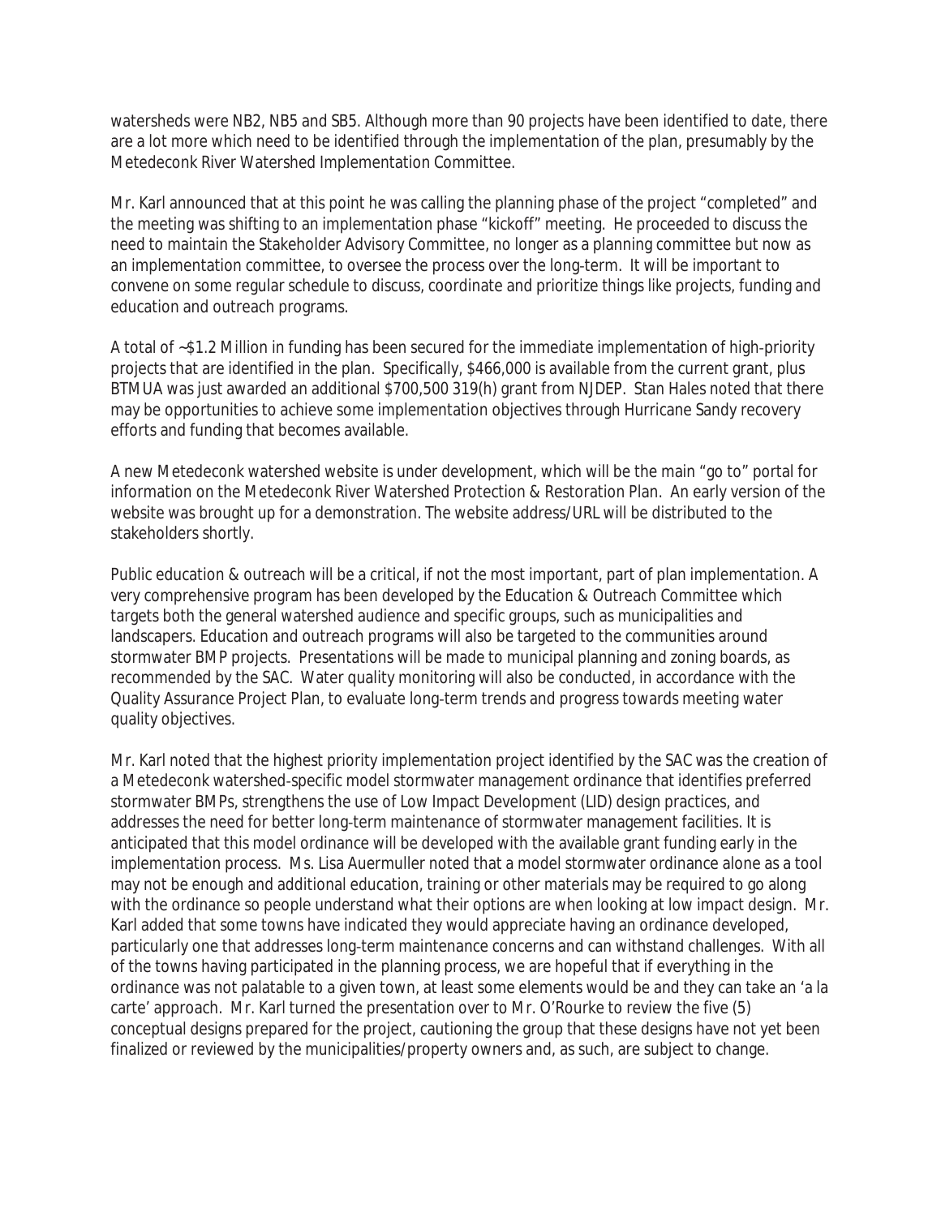watersheds were NB2, NB5 and SB5. Although more than 90 projects have been identified to date, there are a lot more which need to be identified through the implementation of the plan, presumably by the Metedeconk River Watershed Implementation Committee.

Mr. Karl announced that at this point he was calling the planning phase of the project "completed" and the meeting was shifting to an implementation phase "kickoff" meeting. He proceeded to discuss the need to maintain the Stakeholder Advisory Committee, no longer as a planning committee but now as an implementation committee, to oversee the process over the long-term. It will be important to convene on some regular schedule to discuss, coordinate and prioritize things like projects, funding and education and outreach programs.

A total of ~$1.2 Million in funding has been secured for the immediate implementation of high-priority projects that are identified in the plan. Specifically, $466,000 is available from the current grant, plus BTMUA was just awarded an additional $700,500 319(h) grant from NJDEP. Stan Hales noted that there may be opportunities to achieve some implementation objectives through Hurricane Sandy recovery efforts and funding that becomes available.

A new Metedeconk watershed website is under development, which will be the main "go to" portal for information on the Metedeconk River Watershed Protection & Restoration Plan. An early version of the website was brought up for a demonstration. The website address/URL will be distributed to the stakeholders shortly.

Public education & outreach will be a critical, if not the most important, part of plan implementation. A very comprehensive program has been developed by the Education & Outreach Committee which targets both the general watershed audience and specific groups, such as municipalities and landscapers. Education and outreach programs will also be targeted to the communities around stormwater BMP projects. Presentations will be made to municipal planning and zoning boards, as recommended by the SAC. Water quality monitoring will also be conducted, in accordance with the Quality Assurance Project Plan, to evaluate long-term trends and progress towards meeting water quality objectives.

Mr. Karl noted that the highest priority implementation project identified by the SAC was the creation of a Metedeconk watershed-specific model stormwater management ordinance that identifies preferred stormwater BMPs, strengthens the use of Low Impact Development (LID) design practices, and addresses the need for better long-term maintenance of stormwater management facilities. It is anticipated that this model ordinance will be developed with the available grant funding early in the implementation process. Ms. Lisa Auermuller noted that a model stormwater ordinance alone as a tool may not be enough and additional education, training or other materials may be required to go along with the ordinance so people understand what their options are when looking at low impact design. Mr. Karl added that some towns have indicated they would appreciate having an ordinance developed, particularly one that addresses long-term maintenance concerns and can withstand challenges. With all of the towns having participated in the planning process, we are hopeful that if everything in the ordinance was not palatable to a given town, at least some elements would be and they can take an 'a la carte' approach. Mr. Karl turned the presentation over to Mr. O'Rourke to review the five (5) conceptual designs prepared for the project, cautioning the group that these designs have not yet been finalized or reviewed by the municipalities/property owners and, as such, are subject to change.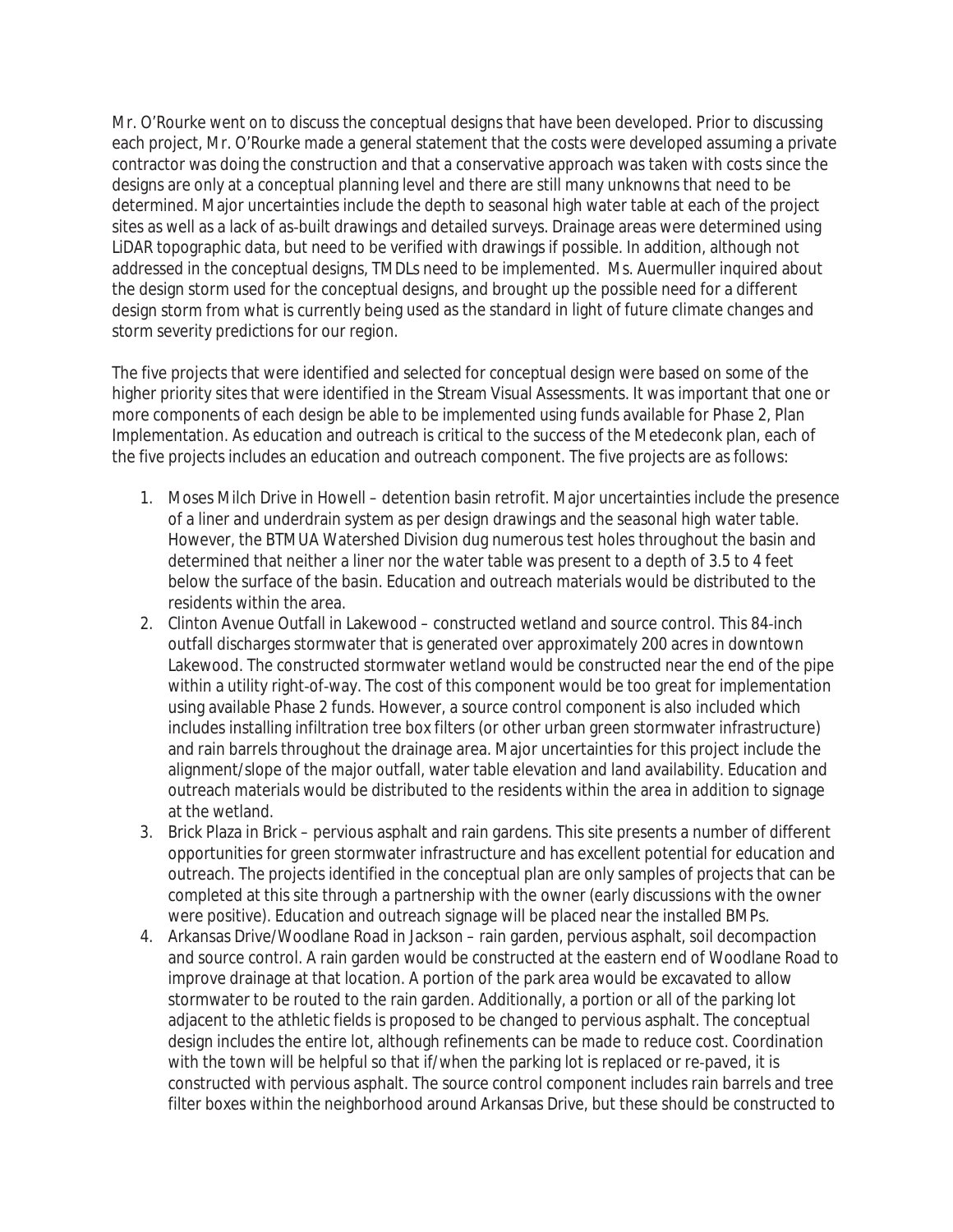Mr. O'Rourke went on to discuss the conceptual designs that have been developed. Prior to discussing each project, Mr. O'Rourke made a general statement that the costs were developed assuming a private contractor was doing the construction and that a conservative approach was taken with costs since the designs are only at a conceptual planning level and there are still many unknowns that need to be determined. Major uncertainties include the depth to seasonal high water table at each of the project sites as well as a lack of as-built drawings and detailed surveys. Drainage areas were determined using LiDAR topographic data, but need to be verified with drawings if possible. In addition, although not addressed in the conceptual designs, TMDLs need to be implemented. Ms. Auermuller inquired about the design storm used for the conceptual designs, and brought up the possible need for a different design storm from what is currently being used as the standard in light of future climate changes and storm severity predictions for our region.

The five projects that were identified and selected for conceptual design were based on some of the higher priority sites that were identified in the Stream Visual Assessments. It was important that one or more components of each design be able to be implemented using funds available for Phase 2, Plan Implementation. As education and outreach is critical to the success of the Metedeconk plan, each of the five projects includes an education and outreach component. The five projects are as follows:

1. Moses Milch Drive in Howell – detention basin retrofit. Major uncertainties include the presence of a liner and underdrain system as per design drawings and the seasonal high water table. However, the BTMUA Watershed Division dug numerous test holes throughout the basin and determined that neither a liner nor the water table was present to a depth of 3.5 to 4 feet below the surface of the basin. Education and outreach materials would be distributed to the residents within the area.
2. Clinton Avenue Outfall in Lakewood – constructed wetland and source control. This 84-inch outfall discharges stormwater that is generated over approximately 200 acres in downtown Lakewood. The constructed stormwater wetland would be constructed near the end of the pipe within a utility right-of-way. The cost of this component would be too great for implementation using available Phase 2 funds. However, a source control component is also included which includes installing infiltration tree box filters (or other urban green stormwater infrastructure) and rain barrels throughout the drainage area. Major uncertainties for this project include the alignment/slope of the major outfall, water table elevation and land availability. Education and outreach materials would be distributed to the residents within the area in addition to signage at the wetland.
3. Brick Plaza in Brick – pervious asphalt and rain gardens. This site presents a number of different opportunities for green stormwater infrastructure and has excellent potential for education and outreach. The projects identified in the conceptual plan are only samples of projects that can be completed at this site through a partnership with the owner (early discussions with the owner were positive). Education and outreach signage will be placed near the installed BMPs.
4. Arkansas Drive/Woodlane Road in Jackson – rain garden, pervious asphalt, soil decompaction and source control. A rain garden would be constructed at the eastern end of Woodlane Road to improve drainage at that location. A portion of the park area would be excavated to allow stormwater to be routed to the rain garden. Additionally, a portion or all of the parking lot adjacent to the athletic fields is proposed to be changed to pervious asphalt. The conceptual design includes the entire lot, although refinements can be made to reduce cost. Coordination with the town will be helpful so that if/when the parking lot is replaced or re-paved, it is constructed with pervious asphalt. The source control component includes rain barrels and tree filter boxes within the neighborhood around Arkansas Drive, but these should be constructed to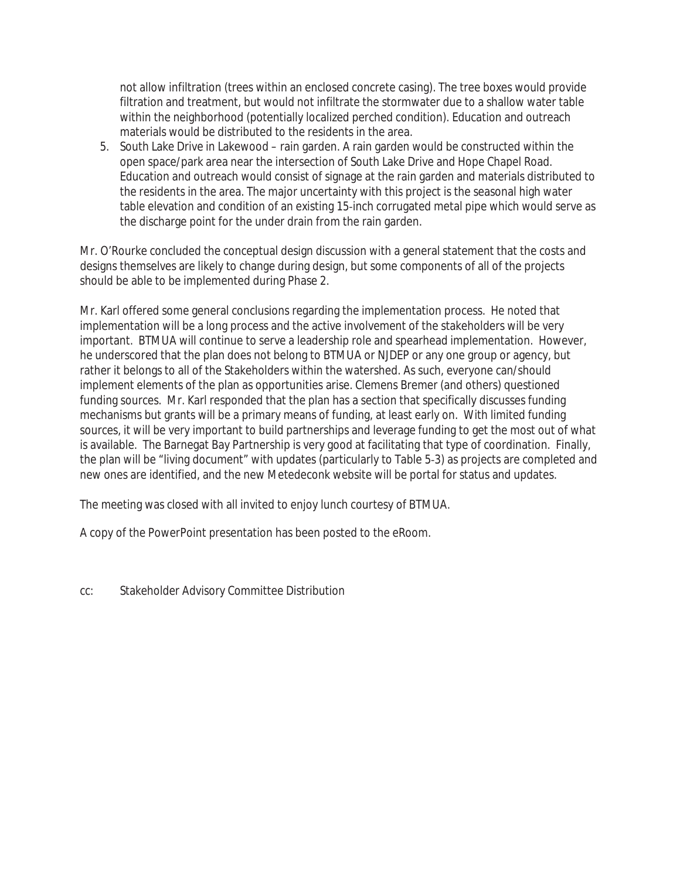not allow infiltration (trees within an enclosed concrete casing). The tree boxes would provide filtration and treatment, but would not infiltrate the stormwater due to a shallow water table within the neighborhood (potentially localized perched condition). Education and outreach materials would be distributed to the residents in the area.

5. South Lake Drive in Lakewood – rain garden. A rain garden would be constructed within the open space/park area near the intersection of South Lake Drive and Hope Chapel Road. Education and outreach would consist of signage at the rain garden and materials distributed to the residents in the area. The major uncertainty with this project is the seasonal high water table elevation and condition of an existing 15-inch corrugated metal pipe which would serve as the discharge point for the under drain from the rain garden.

Mr. O'Rourke concluded the conceptual design discussion with a general statement that the costs and designs themselves are likely to change during design, but some components of all of the projects should be able to be implemented during Phase 2.

Mr. Karl offered some general conclusions regarding the implementation process. He noted that implementation will be a long process and the active involvement of the stakeholders will be very important. BTMUA will continue to serve a leadership role and spearhead implementation. However, he underscored that the plan does not belong to BTMUA or NJDEP or any one group or agency, but rather it belongs to all of the Stakeholders within the watershed. As such, everyone can/should implement elements of the plan as opportunities arise. Clemens Bremer (and others) questioned funding sources. Mr. Karl responded that the plan has a section that specifically discusses funding mechanisms but grants will be a primary means of funding, at least early on. With limited funding sources, it will be very important to build partnerships and leverage funding to get the most out of what is available. The Barnegat Bay Partnership is very good at facilitating that type of coordination. Finally, the plan will be "living document" with updates (particularly to Table 5-3) as projects are completed and new ones are identified, and the new Metedeconk website will be portal for status and updates.

The meeting was closed with all invited to enjoy lunch courtesy of BTMUA.

A copy of the PowerPoint presentation has been posted to the eRoom.

cc: Stakeholder Advisory Committee Distribution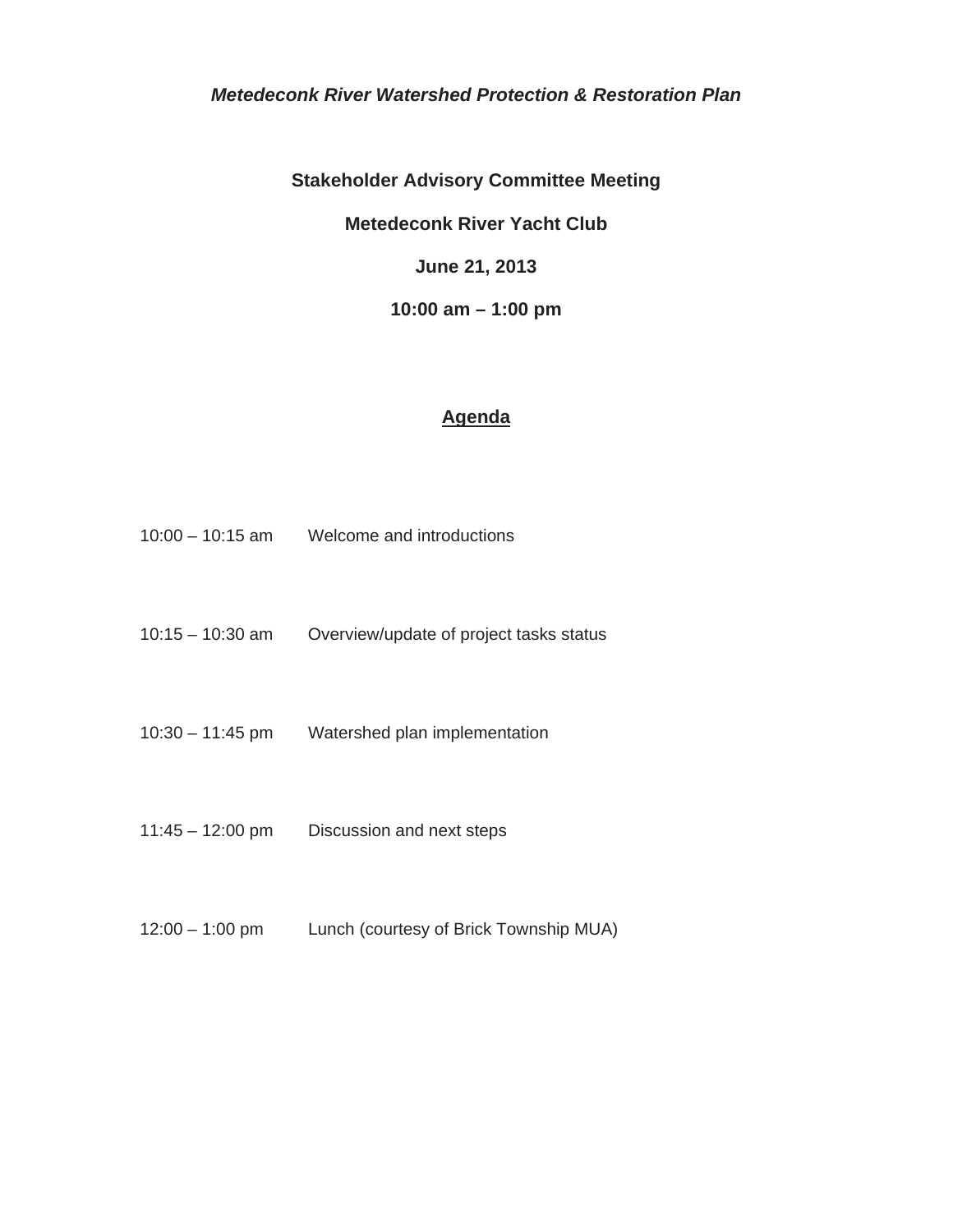*Metedeconk River Watershed Protection & Restoration Plan*

**Stakeholder Advisory Committee Meeting**

**Metedeconk River Yacht Club**

**June 21, 2013**

**10:00 am – 1:00 pm**

## Agenda

| | |
|---|---|
| 10:00 – 10:15 am | Welcome and introductions |
| 10:15 – 10:30 am | Overview/update of project tasks status |
| 10:30 – 11:45 pm | Watershed plan implementation |
| 11:45 – 12:00 pm | Discussion and next steps |
| 12:00 – 1:00 pm | Lunch (courtesy of Brick Township MUA) |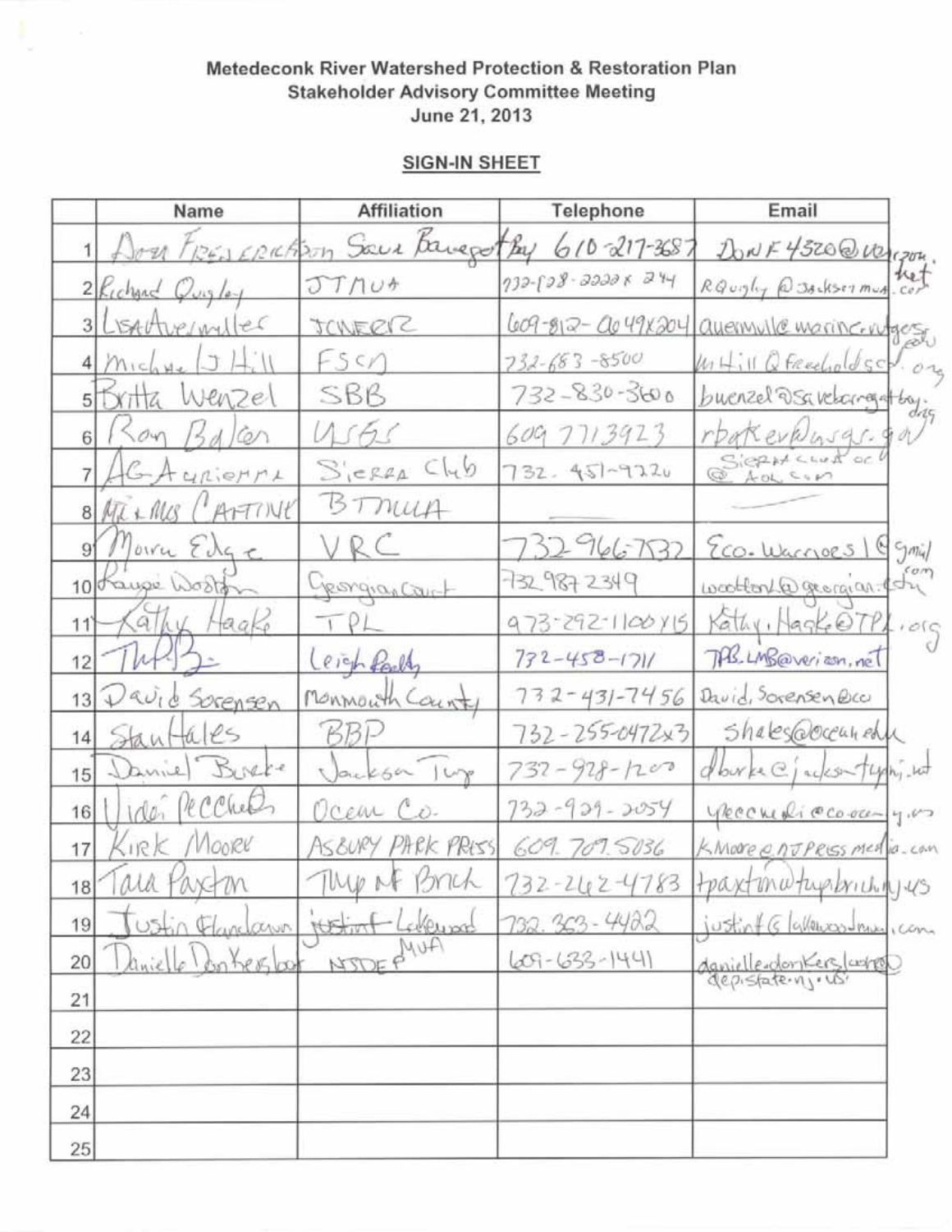**Metedeconk River Watershed Protection & Restoration Plan**
**Stakeholder Advisory Committee Meeting**
**June 21, 2013**

**SIGN-IN SHEET**

| | Name | Affiliation | Telephone | Email |
|---|---|---|---|---|
| 1 | Don Fredrickson | Save Barnegat Bay | 610-217-3687 | DonF4320@verizon.net |
| 2 | Richard Quigley | JTMUA | 732-928-2222 x 244 | RQuigley@Jacksonmua.com |
| 3 | Lisa Auermuller | JCNERR | 609-812-0649 x 204 | auermuller@marine.rutgers.edu |
| 4 | Michael J Hill | FSCD | 732-683-8500 | MHill@FreeholdSCD.org |
| 5 | Britta Wenzel | SBB | 732-830-3600 | bwenzel@savebarnegatbay.org |
| 6 | Ron Baker | USGS | 609 771 3923 | rbaker@usgs.gov |
| 7 | AG Auriemma | Sierra Club | 732-451-9220 | SierraClubOC@AOL.com |
| 8 | Mr & Mrs Caffine | BTMUA | | |
| 9 | Moira Edge | VRC | 732 966 7532 | Eco.Warriors1@gmail.com |
| 10 | Laurie Wootton | Georgian Court | 732 987 2349 | woottonl@georgian.edu |
| 11 | Kathy Haake | TPL | 973-292-1100 x 15 | Kathy.Haake@TPL.org |
| 12 | TPB | Leigh Realty | 732-458-1711 | TPB.LMB@verizon.net |
| 13 | David Sorensen | Monmouth County | 732-431-7456 | David.Sorensen@co |
| 14 | Stan Hales | BBP | 732-255-0472 x 3 | shales@ocean.edu |
| 15 | Daniel Burke | Jackson Twp | 732-928-1200 | dburke@jacksontwpnj.net |
| 16 | Videi Pecchioli | Ocean Co. | 732-929-2054 | vpecchioli@co.ocean.nj.us |
| 17 | Kirk Moore | Asbury Park Press | 609. 707. 5036 | KMoore@NJPressMedia.com |
| 18 | Tara Paxton | Twp of Brick | 732-262-4783 | tpaxton@twpbrick.nj.us |
| 19 | Justin Flancbaum | Justin F Lakewood | 732. 363-4422 | justinf@lakewoodmua.com |
| 20 | Danielle Donkersloot | NJDEP MUA | 609-633-1441 | danielle.donkersloot@dep.state.nj.us |
| 21 | | | | |
| 22 | | | | |
| 23 | | | | |
| 24 | | | | |
| 25 | | | | |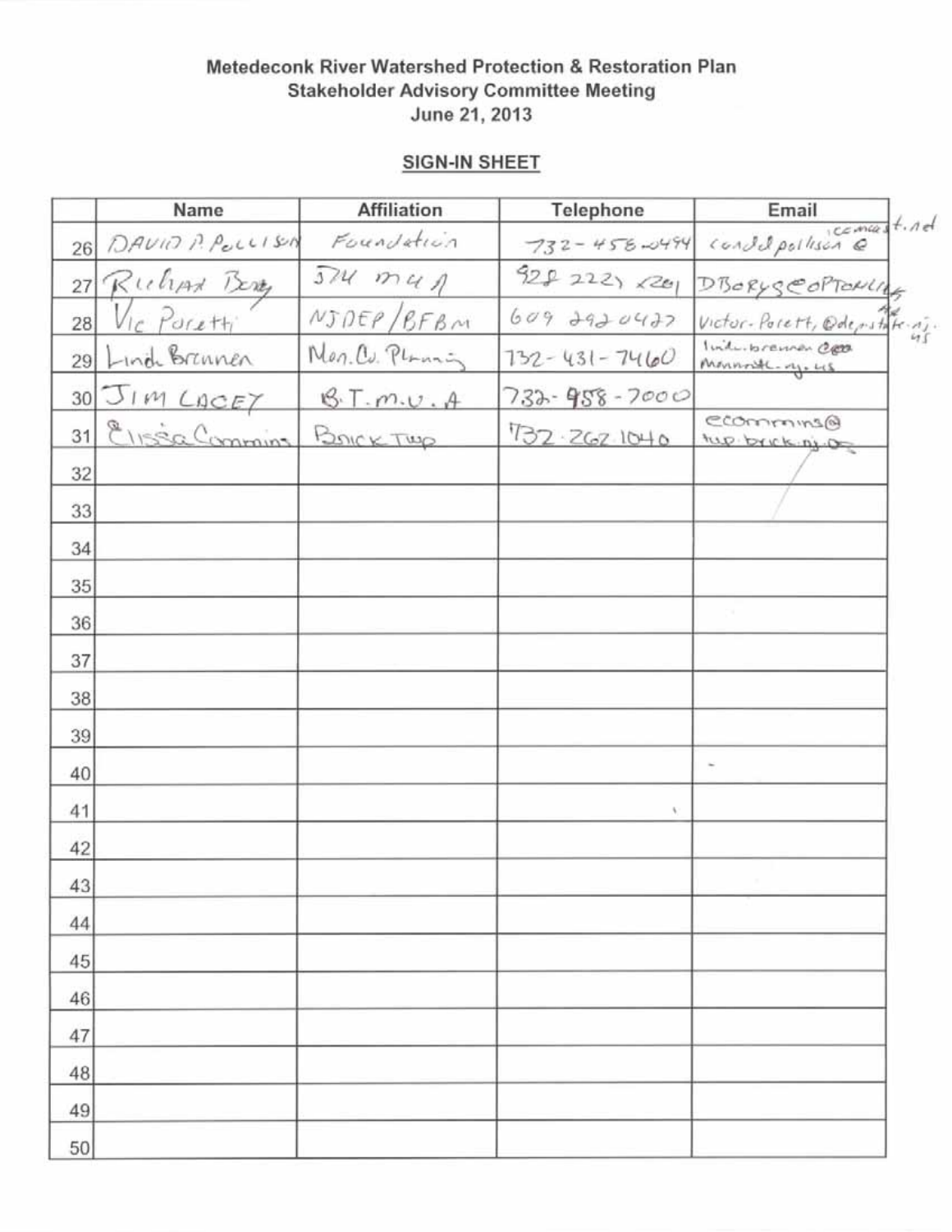**Metedeconk River Watershed Protection & Restoration Plan**
**Stakeholder Advisory Committee Meeting**
**June 21, 2013**

**SIGN-IN SHEET**

| | Name | Affiliation | Telephone | Email |
|---|---|---|---|---|
| 26 | DAVID P. POLLISON | Foundation | 732-458-0494 | candd.pollison@comcast.net |
| 27 | Richard Borg | JTU MUA | 928 2222 x201 | DBorgs@optonline.net |
| 28 | Vic Poretti | NJDEP/BFBM | 609 292 0427 | victor.poretti@dep.state.nj.us |
| 29 | Linda Brennan | Mon. Co. Planning | 732-431-7460 | linda.brennan@co.monmouth.nj.us |
| 30 | JIM LACEY | B.T.M.U.A | 732-458-7000 | |
| 31 | Elissa Commins | Brick Twp | 732.262.1040 | ecommins@twp.brick.nj.us |
| 32 | | | | |
| 33 | | | | |
| 34 | | | | |
| 35 | | | | |
| 36 | | | | |
| 37 | | | | |
| 38 | | | | |
| 39 | | | | |
| 40 | | | | |
| 41 | | | | |
| 42 | | | | |
| 43 | | | | |
| 44 | | | | |
| 45 | | | | |
| 46 | | | | |
| 47 | | | | |
| 48 | | | | |
| 49 | | | | |
| 50 | | | | |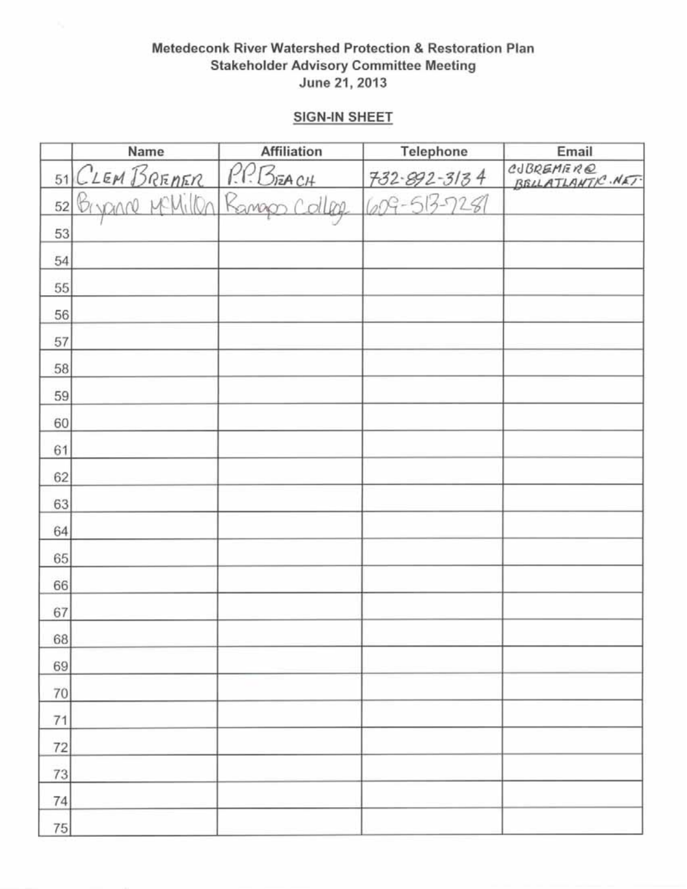**Metedeconk River Watershed Protection & Restoration Plan**
**Stakeholder Advisory Committee Meeting**
**June 21, 2013**

## SIGN-IN SHEET

| | Name | Affiliation | Telephone | Email |
|---|---|---|---|---|
| 51 | CLEM BREMER | P.P. BEACH | 732-892-3134 | CJBREMER@ BELLATLANTIC.NET |
| 52 | Bryanne McMillon | Ramapo College | 609-513-7281 | |
| 53 | | | | |
| 54 | | | | |
| 55 | | | | |
| 56 | | | | |
| 57 | | | | |
| 58 | | | | |
| 59 | | | | |
| 60 | | | | |
| 61 | | | | |
| 62 | | | | |
| 63 | | | | |
| 64 | | | | |
| 65 | | | | |
| 66 | | | | |
| 67 | | | | |
| 68 | | | | |
| 69 | | | | |
| 70 | | | | |
| 71 | | | | |
| 72 | | | | |
| 73 | | | | |
| 74 | | | | |
| 75 | | | | |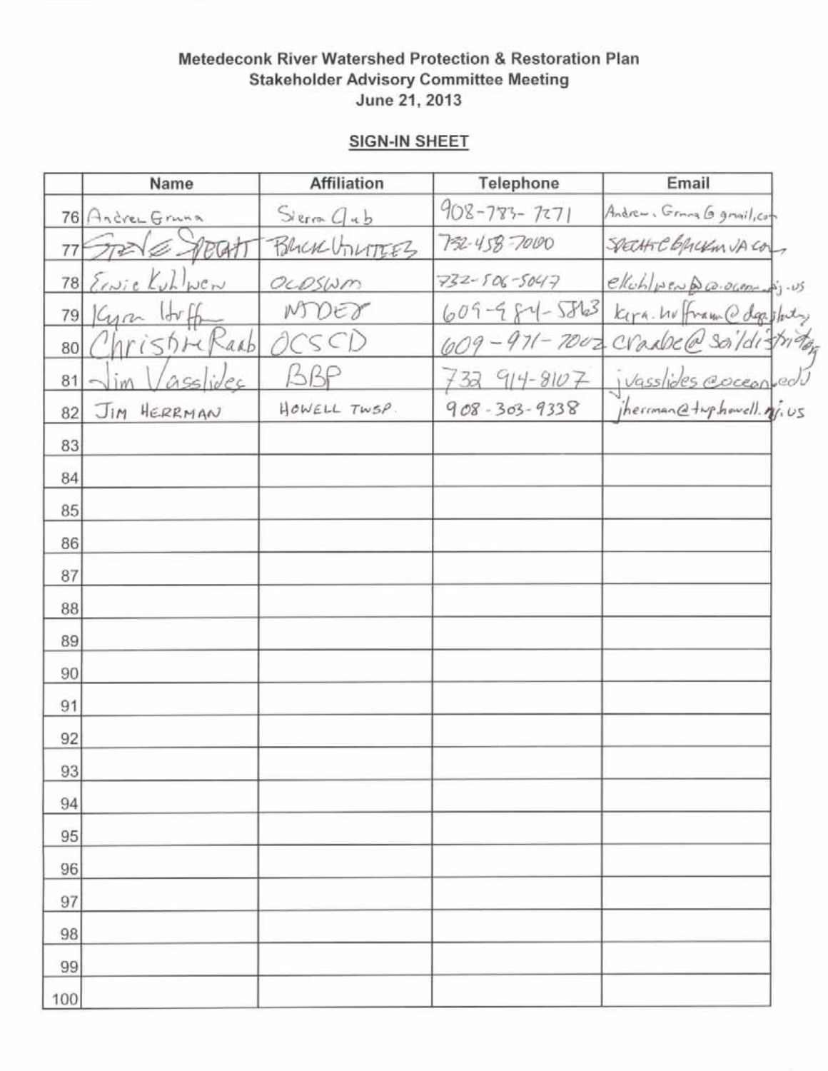**Metedeconk River Watershed Protection & Restoration Plan**
**Stakeholder Advisory Committee Meeting**
**June 21, 2013**

**SIGN-IN SHEET**

| | Name | Affiliation | Telephone | Email |
|---|---|---|---|---|
| 76 | Andrew Grunn | Sierra Club | 908-783-7271 | Andrew.Grunn@gmail.com |
| 77 | Steve Specht | Brick Utilities | 732-458-7000 | SpechtS@BrickMUA.com |
| 78 | Ernie Kuhlwein | OCDSWM | 732-506-5047 | ekuhlwein@co.ocean.nj.us |
| 79 | Kyra Hoffmann | NJDEP | 609-984-5863 | kyra.hoffmann@dep.state.nj.us |
| 80 | Christine Raabe | OCSCD | 609-971-7002 | craabe@soildistrict.org |
| 81 | Jim Vasslides | BBP | 732 914-8107 | jvasslides@ocean.edu |
| 82 | JIM HERRMAN | HOWELL TWSP. | 908-303-9338 | jherrman@twp.howell.nj.us |
| 83 | | | | |
| 84 | | | | |
| 85 | | | | |
| 86 | | | | |
| 87 | | | | |
| 88 | | | | |
| 89 | | | | |
| 90 | | | | |
| 91 | | | | |
| 92 | | | | |
| 93 | | | | |
| 94 | | | | |
| 95 | | | | |
| 96 | | | | |
| 97 | | | | |
| 98 | | | | |
| 99 | | | | |
| 100 | | | | |